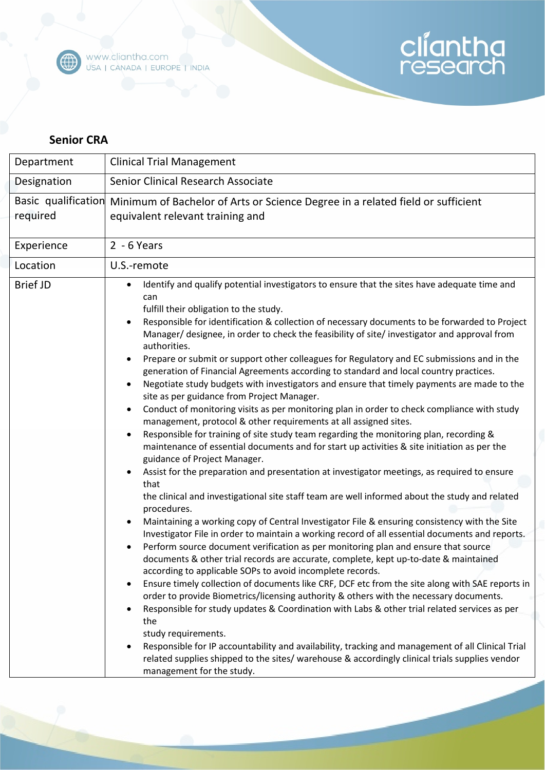## Senior CRA

| Department | Clinical Trial Management |
| --- | --- |
| Designation | Senior Clinical Research Associate |
| Basic qualification required | Minimum of Bachelor of Arts or Science Degree in a related field or sufficient equivalent relevant training and |
| Experience | 2 - 6 Years |
| Location | U.S.-remote |
| Brief JD | • Identify and qualify potential investigators to ensure that the sites have adequate time and can fulfill their obligation to the study.<br>• Responsible for identification & collection of necessary documents to be forwarded to Project Manager/ designee, in order to check the feasibility of site/ investigator and approval from authorities.<br>• Prepare or submit or support other colleagues for Regulatory and EC submissions and in the generation of Financial Agreements according to standard and local country practices.<br>• Negotiate study budgets with investigators and ensure that timely payments are made to the site as per guidance from Project Manager.<br>• Conduct of monitoring visits as per monitoring plan in order to check compliance with study management, protocol & other requirements at all assigned sites.<br>• Responsible for training of site study team regarding the monitoring plan, recording & maintenance of essential documents and for start up activities & site initiation as per the guidance of Project Manager.<br>• Assist for the preparation and presentation at investigator meetings, as required to ensure that the clinical and investigational site staff team are well informed about the study and related procedures.<br>• Maintaining a working copy of Central Investigator File & ensuring consistency with the Site Investigator File in order to maintain a working record of all essential documents and reports.<br>• Perform source document verification as per monitoring plan and ensure that source documents & other trial records are accurate, complete, kept up-to-date & maintained according to applicable SOPs to avoid incomplete records.<br>• Ensure timely collection of documents like CRF, DCF etc from the site along with SAE reports in order to provide Biometrics/licensing authority & others with the necessary documents.<br>• Responsible for study updates & Coordination with Labs & other trial related services as per the study requirements.<br>• Responsible for IP accountability and availability, tracking and management of all Clinical Trial related supplies shipped to the sites/ warehouse & accordingly clinical trials supplies vendor management for the study. |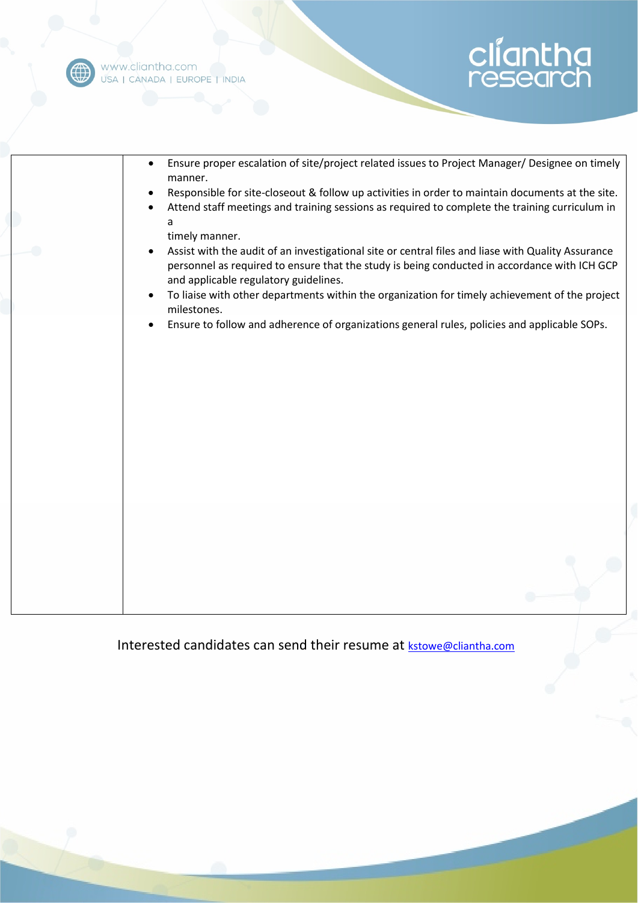| | |
|---|---|
| | • Ensure proper escalation of site/project related issues to Project Manager/ Designee on timely manner.<br>• Responsible for site-closeout & follow up activities in order to maintain documents at the site.<br>• Attend staff meetings and training sessions as required to complete the training curriculum in a timely manner.<br>• Assist with the audit of an investigational site or central files and liase with Quality Assurance personnel as required to ensure that the study is being conducted in accordance with ICH GCP and applicable regulatory guidelines.<br>• To liaise with other departments within the organization for timely achievement of the project milestones.<br>• Ensure to follow and adherence of organizations general rules, policies and applicable SOPs. |

Interested candidates can send their resume at kstowe@cliantha.com